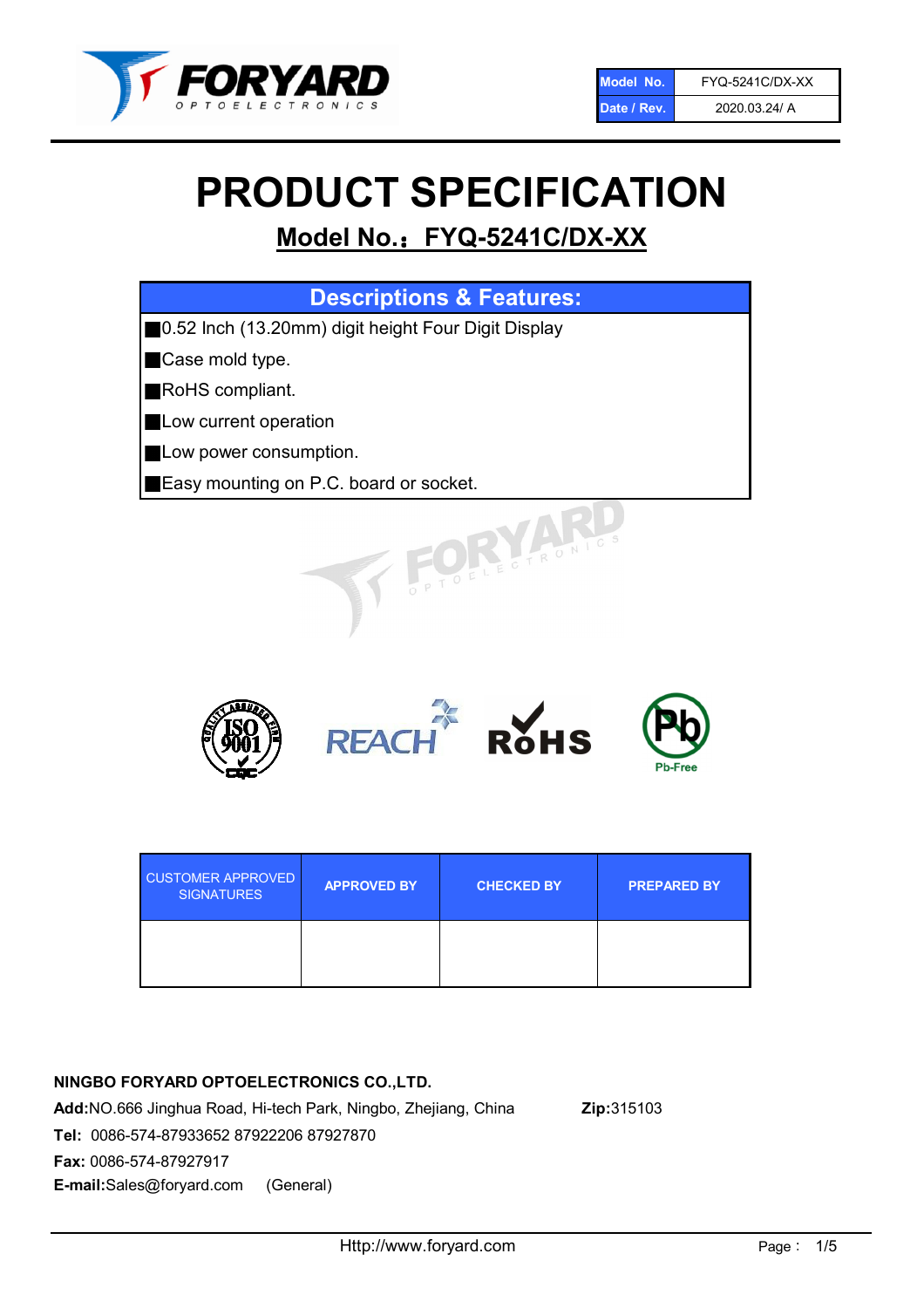| Model No. | FYQ-5241C/DX-XX |
|---|---|
| Date / Rev. | 2020.03.24/ A |

# PRODUCT SPECIFICATION

## Model No.：FYQ-5241C/DX-XX

### Descriptions & Features:

- 0.52 Inch (13.20mm) digit height Four Digit Display
- Case mold type.
- RoHS compliant.
- Low current operation
- Low power consumption.
- Easy mounting on P.C. board or socket.

| CUSTOMER APPROVED SIGNATURES | APPROVED BY | CHECKED BY | PREPARED BY |
|---|---|---|---|
| | | | |

**NINGBO FORYARD OPTOELECTRONICS CO.,LTD.**

**Add:**NO.666 Jinghua Road, Hi-tech Park, Ningbo, Zhejiang, China **Zip:**315103

**Tel:** 0086-574-87933652 87922206 87927870

**Fax:** 0086-574-87927917

**E-mail:**Sales@foryard.com (General)

Http://www.foryard.com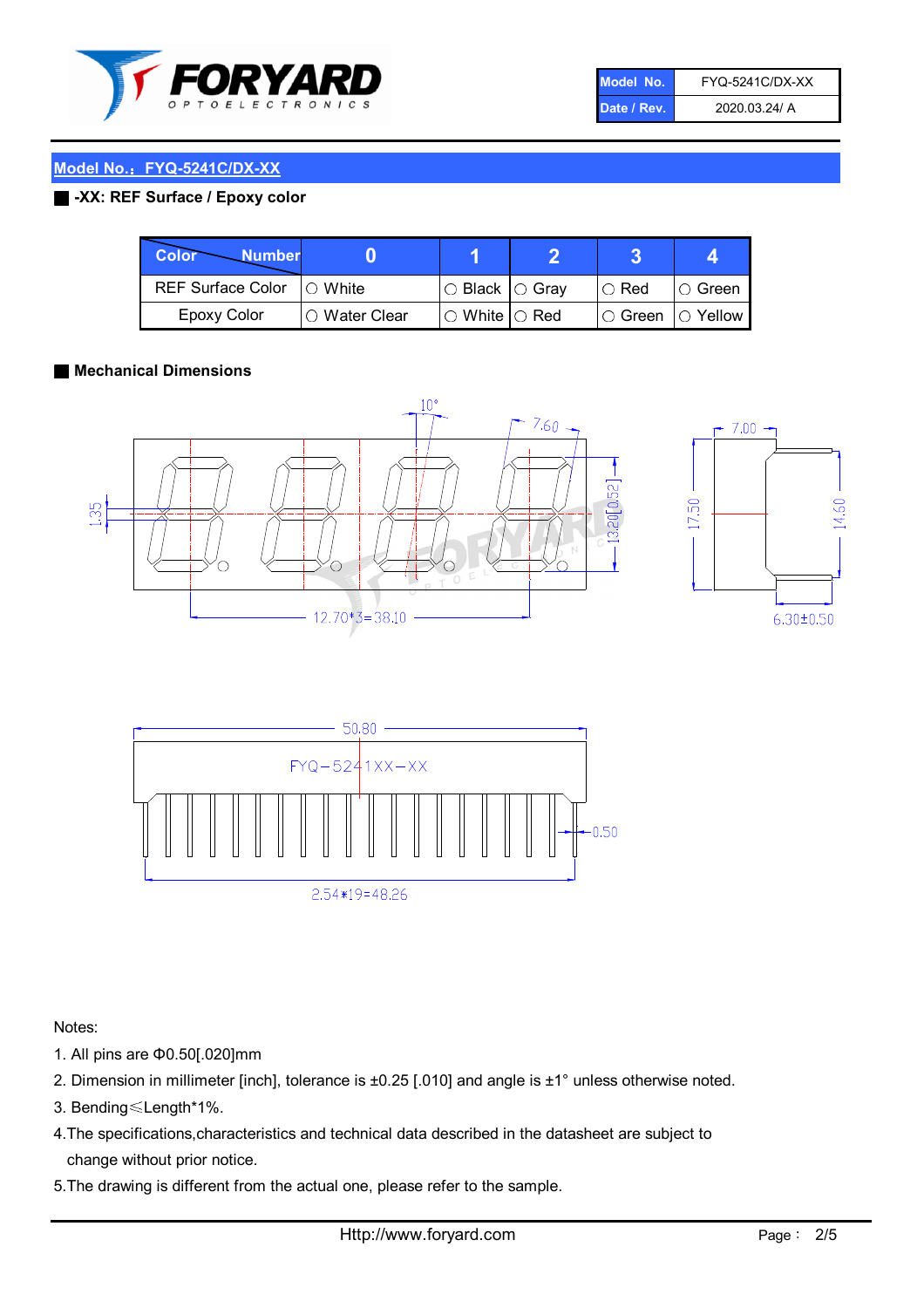| Model No. | FYQ-5241C/DX-XX |
| --- | --- |
| Date / Rev. | 2020.03.24/ A |

## Model No.：FYQ-5241C/DX-XX

### -XX: REF Surface / Epoxy color

| Color \ Number | 0 | 1 | 2 | 3 | 4 |
| --- | --- | --- | --- | --- | --- |
| REF Surface Color | ○ White | ○ Black | ○ Gray | ○ Red | ○ Green |
| Epoxy Color | ○ Water Clear | ○ White | ○ Red | ○ Green | ○ Yellow |

### Mechanical Dimensions

10°  
7.60  
7.00  
1.35  
13.20[0.52]  
17.50  
14.60  
12.70*3=38.10  
6.30±0.50  
50.80  
FYQ-5241XX-XX  
0.50  
2.54*19=48.26

Notes:

1. All pins are Φ0.50[.020]mm
2. Dimension in millimeter [inch], tolerance is ±0.25 [.010] and angle is ±1° unless otherwise noted.
3. Bending≤Length*1%.
4. The specifications,characteristics and technical data described in the datasheet are subject to change without prior notice.
5. The drawing is different from the actual one, please refer to the sample.

Http://www.foryard.com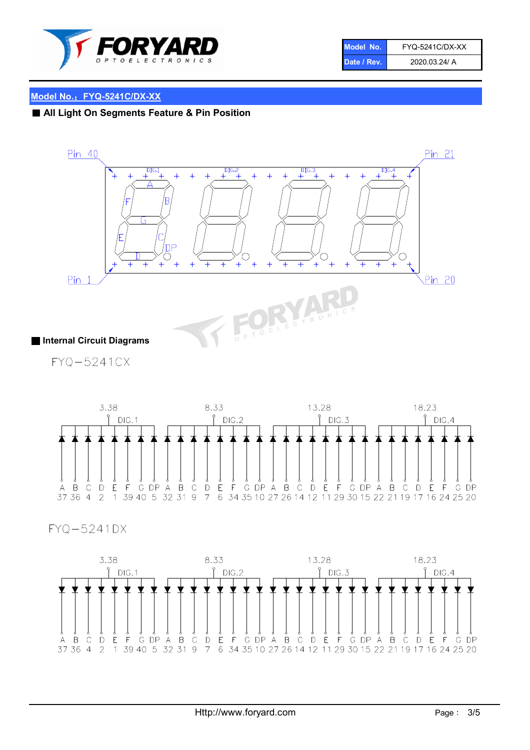## Model No.：FYQ-5241C/DX-XX

### ■ All Light On Segments Feature & Pin Position

Pin 40 &nbsp;&nbsp;&nbsp; DIG.1 &nbsp; DIG.2 &nbsp; DIG.3 &nbsp; DIG.4 &nbsp;&nbsp;&nbsp; Pin 21

A B C D E F G DP

Pin 1 &nbsp;&nbsp;&nbsp; Pin 20

### ■ Internal Circuit Diagrams

FYQ−5241CX

| | DIG.1 (3.38) | | | | | | | | DIG.2 (8.33) | | | | | | | | DIG.3 (13.28) | | | | | | | | DIG.4 (18.23) | | | | | | | |
|---|---|---|---|---|---|---|---|---|---|---|---|---|---|---|---|---|---|---|---|---|---|---|---|---|---|---|---|---|---|---|---|---|
| Segment | A | B | C | D | E | F | G | DP | A | B | C | D | E | F | G | DP | A | B | C | D | E | F | G | DP | A | B | C | D | E | F | G | DP |
| Pin | 37 | 36 | 4 | 2 | 1 | 39 | 40 | 5 | 32 | 31 | 9 | 7 | 6 | 34 | 35 | 10 | 27 | 26 | 14 | 12 | 11 | 29 | 30 | 15 | 22 | 21 | 19 | 17 | 16 | 24 | 25 | 20 |

FYQ−5241DX

| | DIG.1 (3.38) | | | | | | | | DIG.2 (8.33) | | | | | | | | DIG.3 (13.28) | | | | | | | | DIG.4 (18.23) | | | | | | | |
|---|---|---|---|---|---|---|---|---|---|---|---|---|---|---|---|---|---|---|---|---|---|---|---|---|---|---|---|---|---|---|---|---|
| Segment | A | B | C | D | E | F | G | DP | A | B | C | D | E | F | G | DP | A | B | C | D | E | F | G | DP | A | B | C | D | E | F | G | DP |
| Pin | 37 | 36 | 4 | 2 | 1 | 39 | 40 | 5 | 32 | 31 | 9 | 7 | 6 | 34 | 35 | 10 | 27 | 26 | 14 | 12 | 11 | 29 | 30 | 15 | 22 | 21 | 19 | 17 | 16 | 24 | 25 | 20 |

Http://www.foryard.com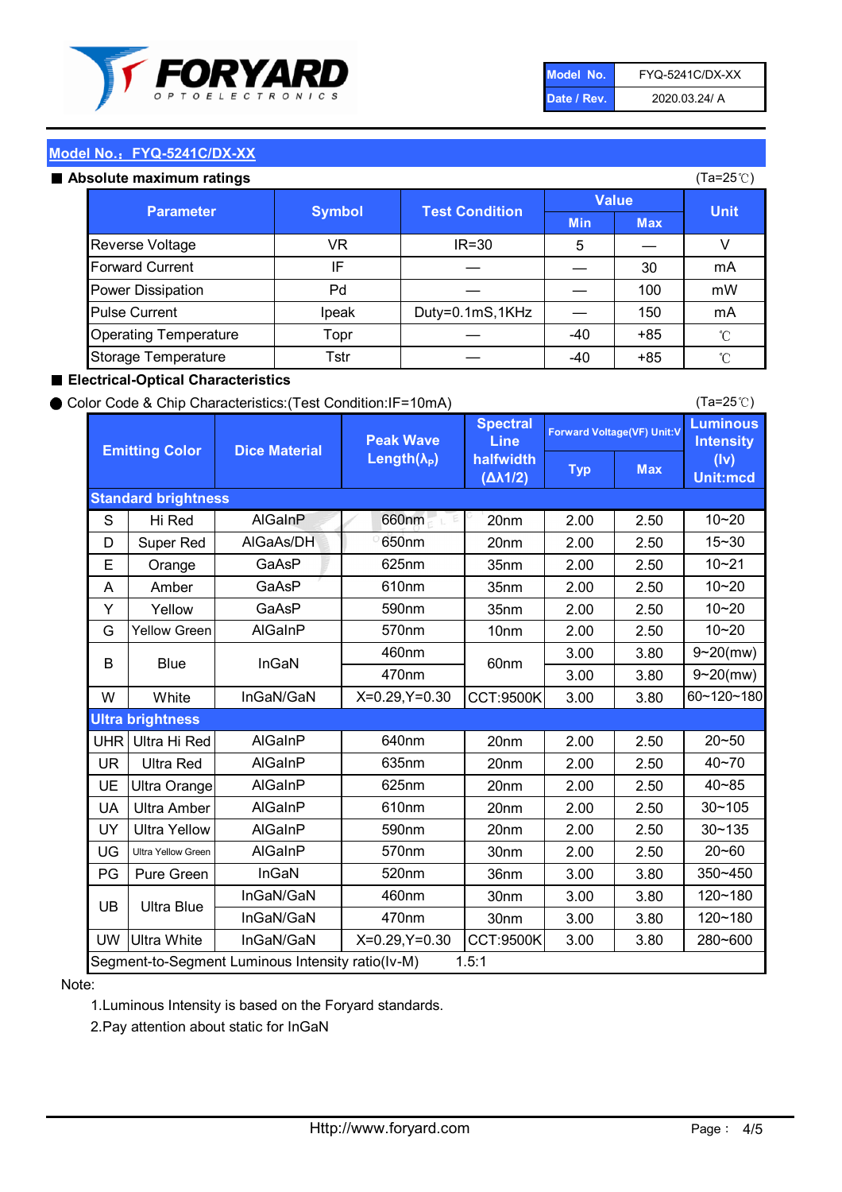| Model No. | FYQ-5241C/DX-XX |
|---|---|
| Date / Rev. | 2020.03.24/ A |

## Model No.：FYQ-5241C/DX-XX

### ■ Absolute maximum ratings

(Ta=25℃)

| Parameter | Symbol | Test Condition | Value | | Unit |
|---|---|---|---|---|---|
| | | | Min | Max | |
| Reverse Voltage | VR | IR=30 | 5 | — | V |
| Forward Current | IF | — | — | 30 | mA |
| Power Dissipation | Pd | — | — | 100 | mW |
| Pulse Current | Ipeak | Duty=0.1mS,1KHz | — | 150 | mA |
| Operating Temperature | Topr | — | -40 | +85 | ℃ |
| Storage Temperature | Tstr | — | -40 | +85 | ℃ |

### ■ Electrical-Optical Characteristics

● Color Code & Chip Characteristics:(Test Condition:IF=10mA)

(Ta=25℃)

| Emitting Color | | Dice Material | Peak Wave Length($\lambda_P$) | Spectral Line halfwidth ($\Delta\lambda 1/2$) | Forward Voltage(VF) Unit:V | | Luminous Intensity (Iv) Unit:mcd |
|---|---|---|---|---|---|---|---|
| | | | | | Typ | Max | |
| **Standard brightness** | | | | | | | |
| S | Hi Red | AlGaInP | 660nm | 20nm | 2.00 | 2.50 | 10~20 |
| D | Super Red | AlGaAs/DH | 650nm | 20nm | 2.00 | 2.50 | 15~30 |
| E | Orange | GaAsP | 625nm | 35nm | 2.00 | 2.50 | 10~21 |
| A | Amber | GaAsP | 610nm | 35nm | 2.00 | 2.50 | 10~20 |
| Y | Yellow | GaAsP | 590nm | 35nm | 2.00 | 2.50 | 10~20 |
| G | Yellow Green | AlGaInP | 570nm | 10nm | 2.00 | 2.50 | 10~20 |
| B | Blue | InGaN | 460nm | 60nm | 3.00 | 3.80 | 9~20(mw) |
| | | | 470nm | | 3.00 | 3.80 | 9~20(mw) |
| W | White | InGaN/GaN | X=0.29,Y=0.30 | CCT:9500K | 3.00 | 3.80 | 60~120~180 |
| **Ultra brightness** | | | | | | | |
| UHR | Ultra Hi Red | AlGaInP | 640nm | 20nm | 2.00 | 2.50 | 20~50 |
| UR | Ultra Red | AlGaInP | 635nm | 20nm | 2.00 | 2.50 | 40~70 |
| UE | Ultra Orange | AlGaInP | 625nm | 20nm | 2.00 | 2.50 | 40~85 |
| UA | Ultra Amber | AlGaInP | 610nm | 20nm | 2.00 | 2.50 | 30~105 |
| UY | Ultra Yellow | AlGaInP | 590nm | 20nm | 2.00 | 2.50 | 30~135 |
| UG | Ultra Yellow Green | AlGaInP | 570nm | 30nm | 2.00 | 2.50 | 20~60 |
| PG | Pure Green | InGaN | 520nm | 36nm | 3.00 | 3.80 | 350~450 |
| UB | Ultra Blue | InGaN/GaN | 460nm | 30nm | 3.00 | 3.80 | 120~180 |
| | | InGaN/GaN | 470nm | 30nm | 3.00 | 3.80 | 120~180 |
| UW | Ultra White | InGaN/GaN | X=0.29,Y=0.30 | CCT:9500K | 3.00 | 3.80 | 280~600 |
| Segment-to-Segment Luminous Intensity ratio(Iv-M) | | | | 1.5:1 | | | |

Note:

1.Luminous Intensity is based on the Foryard standards.

2.Pay attention about static for InGaN

Http://www.foryard.com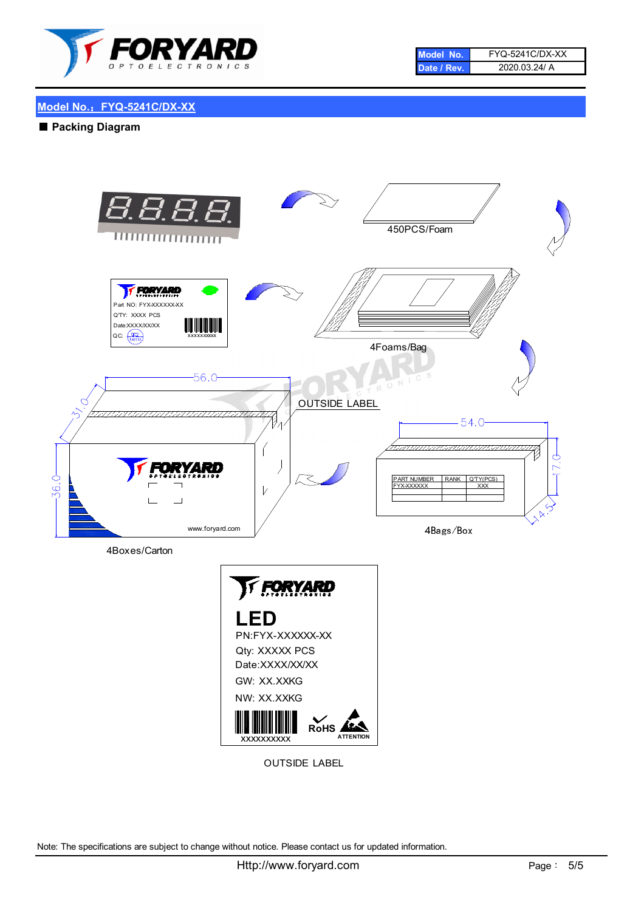| Model No. | FYQ-5241C/DX-XX |
| --- | --- |
| Date / Rev. | 2020.03.24/ A |

## Model No.: FYQ-5241C/DX-XX

### ■ Packing Diagram

450PCS/Foam

Part NO: FYX-XXXXXX-XX
Q'TY: XXXX PCS
Date:XXXX/XX/XX
QC:

4Foams/Bag

56.0
31.0
36.0
OUTSIDE LABEL
www.foryard.com

4Boxes/Carton

54.0
17.0
14.5

| PART NUMBER | RANK | Q'TY(PCS) |
| --- | --- | --- |
| FYX-XXXXXX | | XXX |

4Bags/Box

LED
PN:FYX-XXXXXX-XX
Qty: XXXXX PCS
Date:XXXX/XX/XX
GW: XX.XXKG
NW: XX.XXKG
XXXXXXXXXX
RoHS
ATTENTION

OUTSIDE LABEL

Note: The specifications are subject to change without notice. Please contact us for updated information.